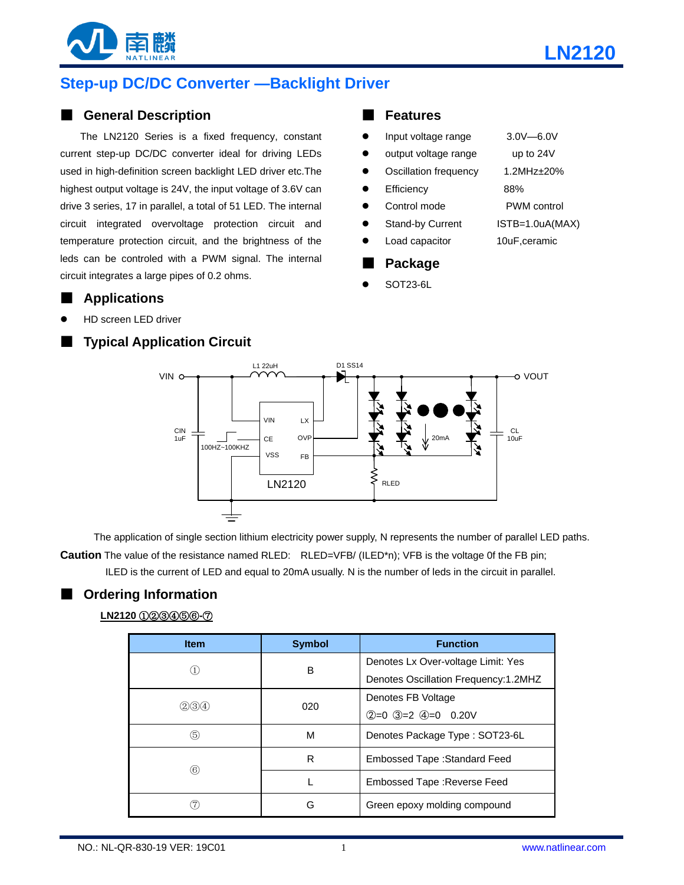# LN2120

## Step-up DC/DC Converter —Backlight Driver

## ■ General Description

The LN2120 Series is a fixed frequency, constant current step-up DC/DC converter ideal for driving LEDs used in high-definition screen backlight LED driver etc.The highest output voltage is 24V, the input voltage of 3.6V can drive 3 series, 17 in parallel, a total of 51 LED. The internal circuit integrated overvoltage protection circuit and temperature protection circuit, and the brightness of the leds can be controled with a PWM signal. The internal circuit integrates a large pipes of 0.2 ohms.

## ■ Features

- Input voltage range 3.0V—6.0V
- output voltage range up to 24V
- Oscillation frequency 1.2MHz±20%
- Efficiency 88%
- Control mode PWM control
- Stand-by Current ISTB=1.0uA(MAX)
- Load capacitor 10uF,ceramic

## ■ Package

- SOT23-6L

## ■ Applications

- HD screen LED driver

## ■ Typical Application Circuit

The application of single section lithium electricity power supply, N represents the number of parallel LED paths.

**Caution** The value of the resistance named RLED: RLED=VFB/ (ILED*n); VFB is the voltage 0f the FB pin;

ILED is the current of LED and equal to 20mA usually. N is the number of leds in the circuit in parallel.

## ■ Ordering Information

**LN2120 ①②③④⑤⑥-⑦**

| Item | Symbol | Function |
|---|---|---|
| ① | B | Denotes Lx Over-voltage Limit: Yes<br>Denotes Oscillation Frequency:1.2MHZ |
| ②③④ | 020 | Denotes FB Voltage<br>②=0 ③=2 ④=0 0.20V |
| ⑤ | M | Denotes Package Type : SOT23-6L |
| ⑥ | R | Embossed Tape :Standard Feed |
| | L | Embossed Tape :Reverse Feed |
| ⑦ | G | Green epoxy molding compound |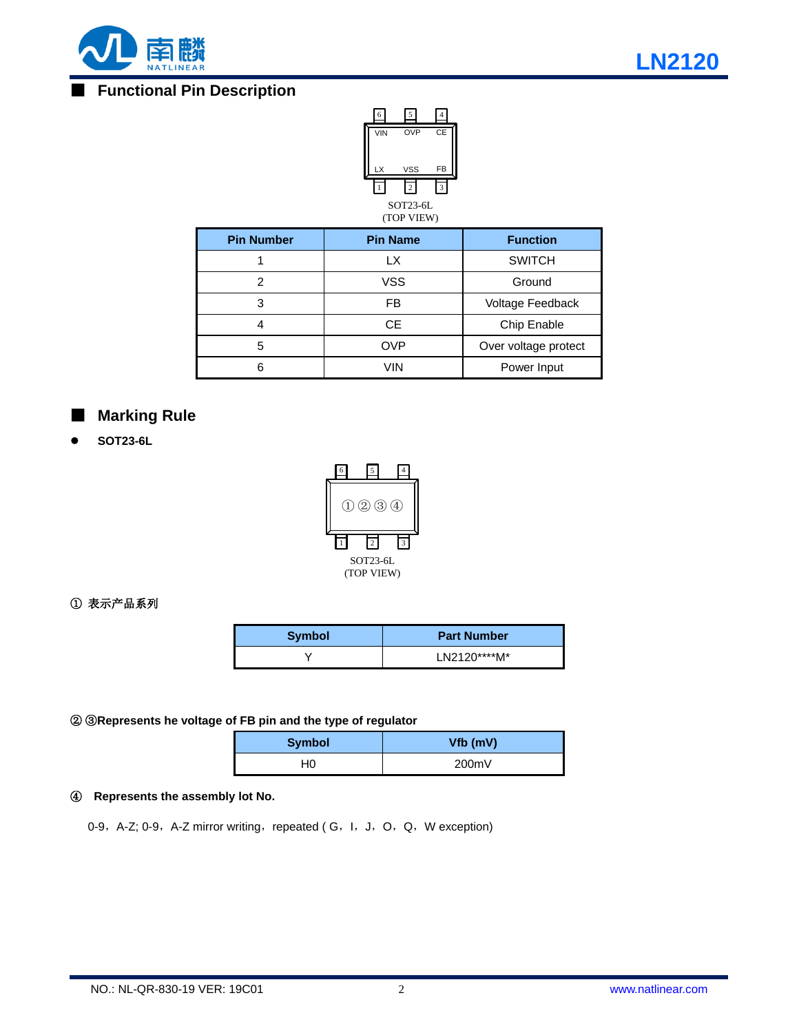## Functional Pin Description

SOT23-6L
(TOP VIEW)

| Pin Number | Pin Name | Function |
|---|---|---|
| 1 | LX | SWITCH |
| 2 | VSS | Ground |
| 3 | FB | Voltage Feedback |
| 4 | CE | Chip Enable |
| 5 | OVP | Over voltage protect |
| 6 | VIN | Power Input |

## Marking Rule

- **SOT23-6L**

SOT23-6L
(TOP VIEW)

① 表示产品系列

| Symbol | Part Number |
|---|---|
| Y | LN2120****M* |

**② ③Represents he voltage of FB pin and the type of regulator**

| Symbol | Vfb (mV) |
|---|---|
| H0 | 200mV |

**④ Represents the assembly lot No.**

0-9，A-Z; 0-9，A-Z mirror writing，repeated ( G，I，J，O，Q，W exception)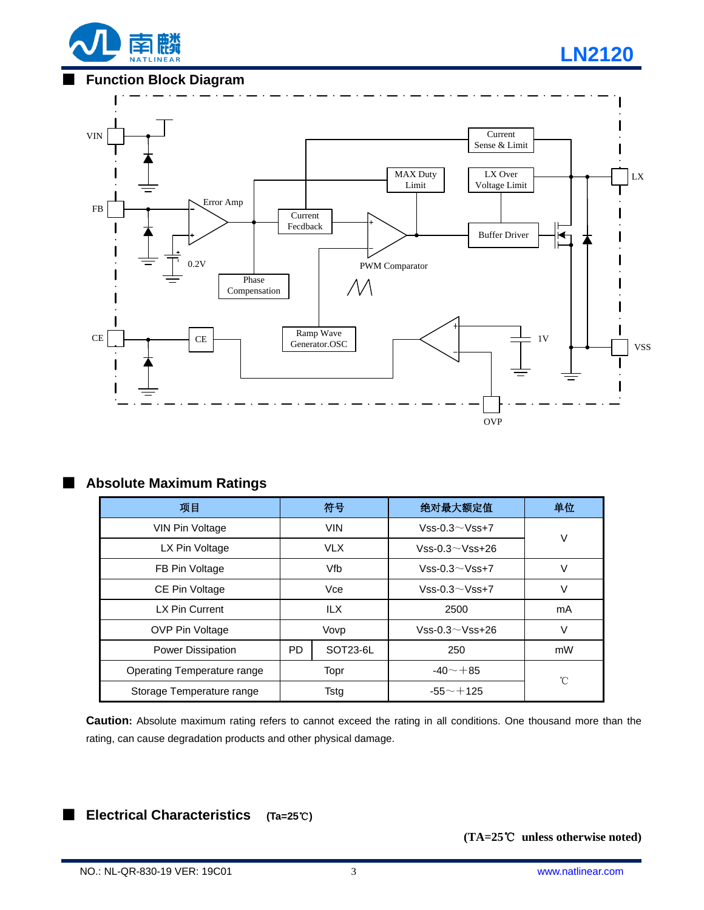## Function Block Diagram

## Absolute Maximum Ratings

| 项目 | 符号 | | 绝对最大额定值 | 单位 |
|---|---|---|---|---|
| VIN Pin Voltage | VIN | | Vss-0.3～Vss+7 | V |
| LX Pin Voltage | VLX | | Vss-0.3～Vss+26 | |
| FB Pin Voltage | Vfb | | Vss-0.3～Vss+7 | V |
| CE Pin Voltage | Vce | | Vss-0.3～Vss+7 | V |
| LX Pin Current | ILX | | 2500 | mA |
| OVP Pin Voltage | Vovp | | Vss-0.3～Vss+26 | V |
| Power Dissipation | PD | SOT23-6L | 250 | mW |
| Operating Temperature range | Topr | | -40～＋85 | ℃ |
| Storage Temperature range | Tstg | | -55～＋125 | |

**Caution:** Absolute maximum rating refers to cannot exceed the rating in all conditions. One thousand more than the rating, can cause degradation products and other physical damage.

## Electrical Characteristics (Ta=25℃)

**(TA=25℃ unless otherwise noted)**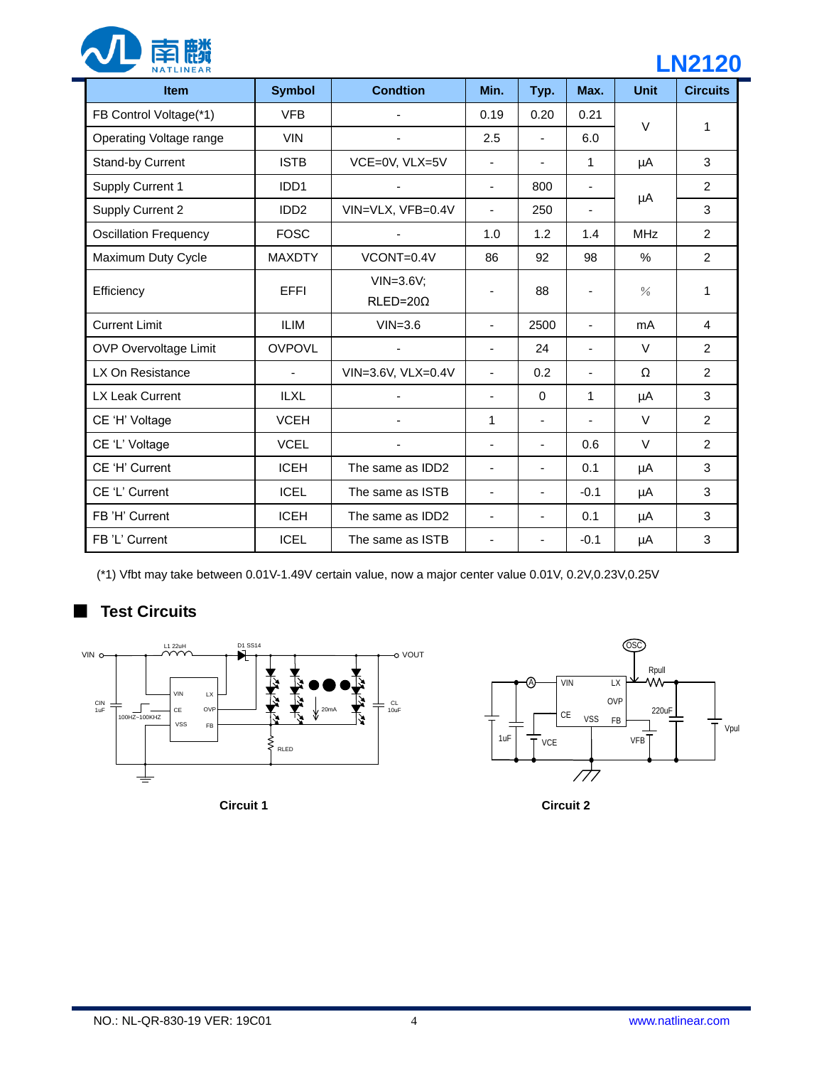| Item | Symbol | Condtion | Min. | Typ. | Max. | Unit | Circuits |
|---|---|---|---|---|---|---|---|
| FB Control Voltage(*1) | VFB | - | 0.19 | 0.20 | 0.21 | V | 1 |
| Operating Voltage range | VIN | - | 2.5 | - | 6.0 | | |
| Stand-by Current | ISTB | VCE=0V, VLX=5V | - | - | 1 | μA | 3 |
| Supply Current 1 | IDD1 | - | - | 800 | - | μA | 2 |
| Supply Current 2 | IDD2 | VIN=VLX, VFB=0.4V | - | 250 | - | | 3 |
| Oscillation Frequency | FOSC | - | 1.0 | 1.2 | 1.4 | MHz | 2 |
| Maximum Duty Cycle | MAXDTY | VCONT=0.4V | 86 | 92 | 98 | % | 2 |
| Efficiency | EFFI | VIN=3.6V; RLED=20Ω | - | 88 | - | % | 1 |
| Current Limit | ILIM | VIN=3.6 | - | 2500 | - | mA | 4 |
| OVP Overvoltage Limit | OVPOVL | - | - | 24 | - | V | 2 |
| LX On Resistance | - | VIN=3.6V, VLX=0.4V | - | 0.2 | - | Ω | 2 |
| LX Leak Current | ILXL | - | - | 0 | 1 | μA | 3 |
| CE 'H' Voltage | VCEH | - | 1 | - | - | V | 2 |
| CE 'L' Voltage | VCEL | - | - | - | 0.6 | V | 2 |
| CE 'H' Current | ICEH | The same as IDD2 | - | - | 0.1 | μA | 3 |
| CE 'L' Current | ICEL | The same as ISTB | - | - | -0.1 | μA | 3 |
| FB 'H' Current | ICEH | The same as IDD2 | - | - | 0.1 | μA | 3 |
| FB 'L' Current | ICEL | The same as ISTB | - | - | -0.1 | μA | 3 |

(*1) Vfbt may take between 0.01V-1.49V certain value, now a major center value 0.01V, 0.2V,0.23V,0.25V

## Test Circuits

Circuit 1

Circuit 2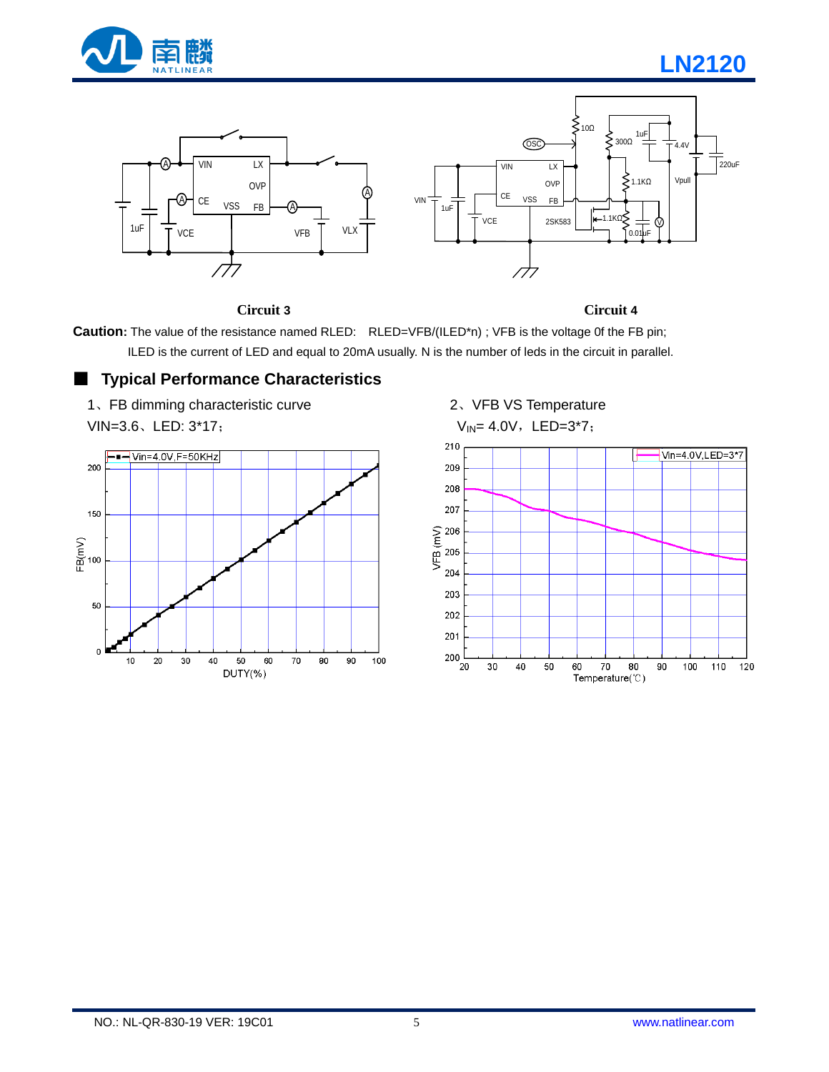**Circuit 3**

**Circuit 4**

**Caution:** The value of the resistance named RLED: RLED=VFB/(ILED*n) ; VFB is the voltage 0f the FB pin; ILED is the current of LED and equal to 20mA usually. N is the number of leds in the circuit in parallel.

## ■ Typical Performance Characteristics

1、FB dimming characteristic curve

VIN=3.6、LED: 3*17;

2、VFB VS Temperature

$V_{IN}$= 4.0V，LED=3*7；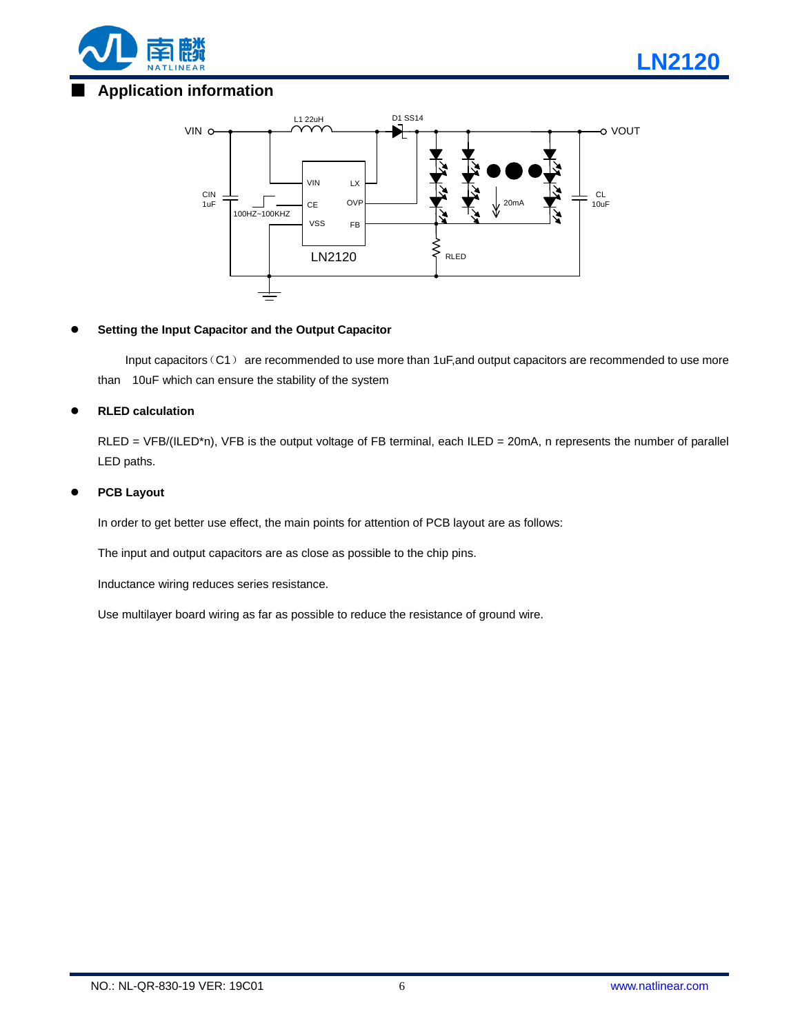## Application information

- **Setting the Input Capacitor and the Output Capacitor**

Input capacitors（C1） are recommended to use more than 1uF,and output capacitors are recommended to use more than 10uF which can ensure the stability of the system

- **RLED calculation**

RLED = VFB/(ILED*n), VFB is the output voltage of FB terminal, each ILED = 20mA, n represents the number of parallel LED paths.

- **PCB Layout**

In order to get better use effect, the main points for attention of PCB layout are as follows:

The input and output capacitors are as close as possible to the chip pins.

Inductance wiring reduces series resistance.

Use multilayer board wiring as far as possible to reduce the resistance of ground wire.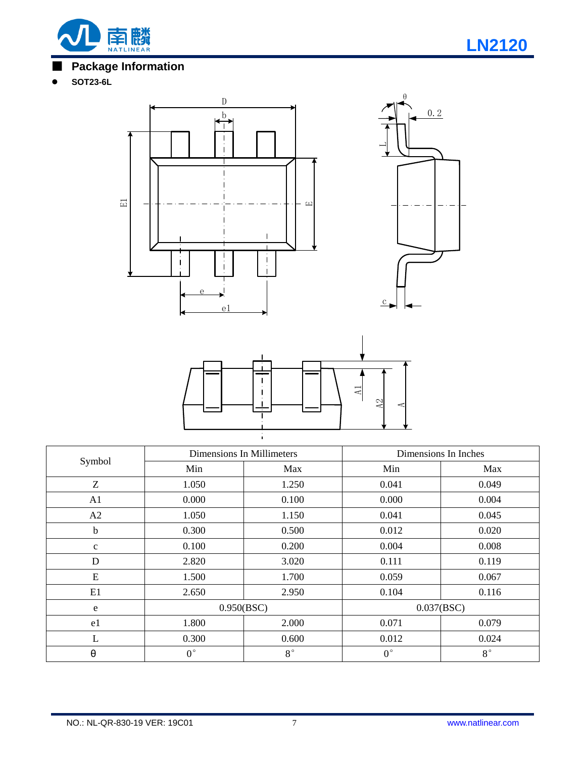## Package Information

- **SOT23-6L**

D
b
0. 2
θ
L
E1
E
e
e1
c
A1
A2
A

| Symbol | Dimensions In Millimeters | | Dimensions In Inches | |
|---|---|---|---|---|
| | Min | Max | Min | Max |
| Z | 1.050 | 1.250 | 0.041 | 0.049 |
| A1 | 0.000 | 0.100 | 0.000 | 0.004 |
| A2 | 1.050 | 1.150 | 0.041 | 0.045 |
| b | 0.300 | 0.500 | 0.012 | 0.020 |
| c | 0.100 | 0.200 | 0.004 | 0.008 |
| D | 2.820 | 3.020 | 0.111 | 0.119 |
| E | 1.500 | 1.700 | 0.059 | 0.067 |
| E1 | 2.650 | 2.950 | 0.104 | 0.116 |
| e | 0.950(BSC) | | 0.037(BSC) | |
| e1 | 1.800 | 2.000 | 0.071 | 0.079 |
| L | 0.300 | 0.600 | 0.012 | 0.024 |
| θ | 0° | 8° | 0° | 8° |